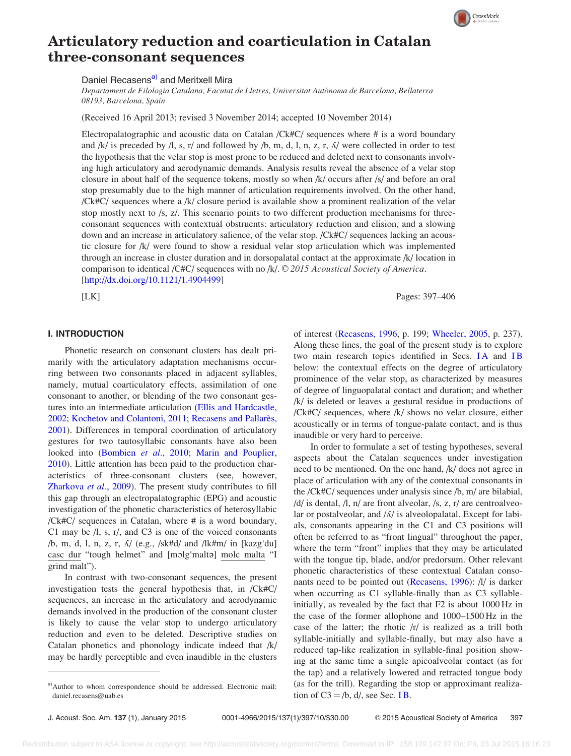# Articulatory reduction and coarticulation in Catalan three-consonant sequences

Daniel Recasens[a] and Meritxell Mira

*Departament de Filologia Catalana, Facutat de Lletres, Universitat Autònoma de Barcelona, Bellaterra 08193, Barcelona, Spain*

(Received 16 April 2013; revised 3 November 2014; accepted 10 November 2014)

Electropalatographic and acoustic data on Catalan /Ck#C/ sequences where # is a word boundary and /k/ is preceded by /l, s, r/ and followed by /b, m, d, l, n, z, r, ʎ/ were collected in order to test the hypothesis that the velar stop is most prone to be reduced and deleted next to consonants involving high articulatory and aerodynamic demands. Analysis results reveal the absence of a velar stop closure in about half of the sequence tokens, mostly so when /k/ occurs after /s/ and before an oral stop presumably due to the high manner of articulation requirements involved. On the other hand, /Ck#C/ sequences where a /k/ closure period is available show a prominent realization of the velar stop mostly next to /s, z/. This scenario points to two different production mechanisms for three-consonant sequences with contextual obstruents: articulatory reduction and elision, and a slowing down and an increase in articulatory salience, of the velar stop. /Ck#C/ sequences lacking an acoustic closure for /k/ were found to show a residual velar stop articulation which was implemented through an increase in cluster duration and in dorsopalatal contact at the approximate /k/ location in comparison to identical /C#C/ sequences with no /k/. © *2015 Acoustical Society of America*. [http://dx.doi.org/10.1121/1.4904499]

[LK]

## I. INTRODUCTION

Phonetic research on consonant clusters has dealt primarily with the articulatory adaptation mechanisms occurring between two consonants placed in adjacent syllables, namely, mutual coarticulatory effects, assimilation of one consonant to another, or blending of the two consonant gestures into an intermediate articulation (Ellis and Hardcastle, 2002; Kochetov and Colantoni, 2011; Recasens and Pallarès, 2001). Differences in temporal coordination of articulatory gestures for two tautosyllabic consonants have also been looked into (Bombien *et al.*, 2010; Marin and Pouplier, 2010). Little attention has been paid to the production characteristics of three-consonant clusters (see, however, Zharkova *et al.*, 2009). The present study contributes to fill this gap through an electropalatographic (EPG) and acoustic investigation of the phonetic characteristics of heterosyllabic /Ck#C/ sequences in Catalan, where # is a word boundary, C1 may be /l, s, r/, and C3 is one of the voiced consonants /b, m, d, l, n, z, r, ʎ/ (e.g., /sk#d/ and /lk#m/ in [kazgˈdu] casc dur "tough helmet" and [mɔlgˈmaltə] molc malta "I grind malt").

In contrast with two-consonant sequences, the present investigation tests the general hypothesis that, in /Ck#C/ sequences, an increase in the articulatory and aerodynamic demands involved in the production of the consonant cluster is likely to cause the velar stop to undergo articulatory reduction and even to be deleted. Descriptive studies on Catalan phonetics and phonology indicate indeed that /k/ may be hardly perceptible and even inaudible in the clusters of interest (Recasens, 1996, p. 199; Wheeler, 2005, p. 237). Along these lines, the goal of the present study is to explore two main research topics identified in Secs. I A and I B below: the contextual effects on the degree of articulatory prominence of the velar stop, as characterized by measures of degree of linguopalatal contact and duration; and whether /k/ is deleted or leaves a gestural residue in productions of /Ck#C/ sequences, where /k/ shows no velar closure, either acoustically or in terms of tongue-palate contact, and is thus inaudible or very hard to perceive.

In order to formulate a set of testing hypotheses, several aspects about the Catalan sequences under investigation need to be mentioned. On the one hand, /k/ does not agree in place of articulation with any of the contextual consonants in the /Ck#C/ sequences under analysis since /b, m/ are bilabial, /d/ is dental, /l, n/ are front alveolar, /s, z, r/ are centroalveolar or postalveolar, and /ʎ/ is alveolopalatal. Except for labials, consonants appearing in the C1 and C3 positions will often be referred to as "front lingual" throughout the paper, where the term "front" implies that they may be articulated with the tongue tip, blade, and/or predorsum. Other relevant phonetic characteristics of these contextual Catalan consonants need to be pointed out (Recasens, 1996): /l/ is darker when occurring as C1 syllable-finally than as C3 syllable-initially, as revealed by the fact that F2 is about 1000 Hz in the case of the former allophone and 1000–1500 Hz in the case of the latter; the rhotic /r/ is realized as a trill both syllable-initially and syllable-finally, but may also have a reduced tap-like realization in syllable-final position showing at the same time a single apicoalveolar contact (as for the tap) and a relatively lowered and retracted tongue body (as for the trill). Regarding the stop or approximant realization of C3 = /b, d/, see Sec. I B.

[a] Author to whom correspondence should be addressed. Electronic mail: daniel.recasens@uab.es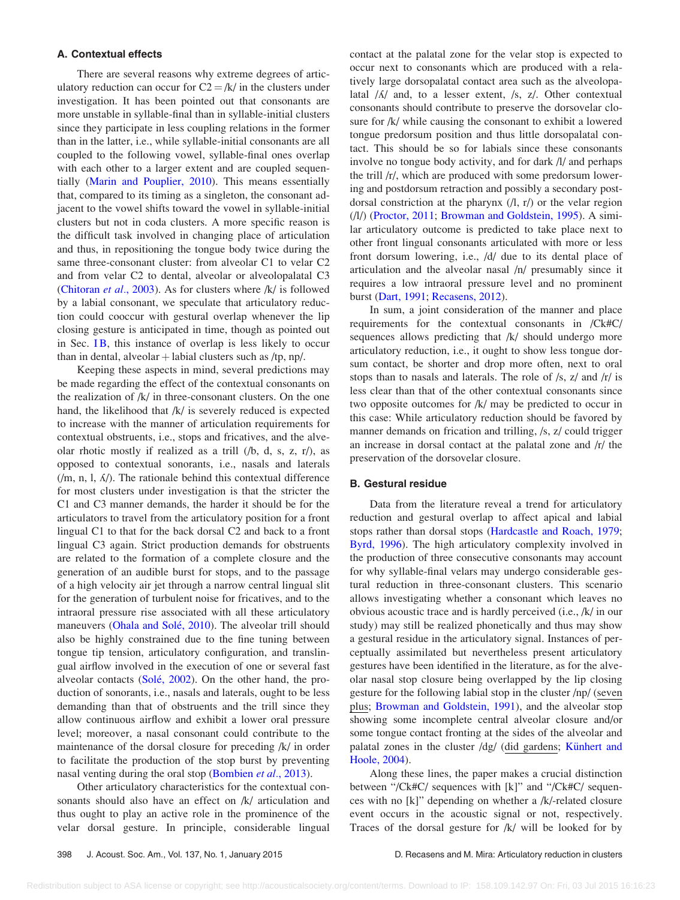### A. Contextual effects

There are several reasons why extreme degrees of articulatory reduction can occur for C2 = /k/ in the clusters under investigation. It has been pointed out that consonants are more unstable in syllable-final than in syllable-initial clusters since they participate in less coupling relations in the former than in the latter, i.e., while syllable-initial consonants are all coupled to the following vowel, syllable-final ones overlap with each other to a larger extent and are coupled sequentially (Marin and Pouplier, 2010). This means essentially that, compared to its timing as a singleton, the consonant adjacent to the vowel shifts toward the vowel in syllable-initial clusters but not in coda clusters. A more specific reason is the difficult task involved in changing place of articulation and thus, in repositioning the tongue body twice during the same three-consonant cluster: from alveolar C1 to velar C2 and from velar C2 to dental, alveolar or alveolopalatal C3 (Chitoran *et al.*, 2003). As for clusters where /k/ is followed by a labial consonant, we speculate that articulatory reduction could cooccur with gestural overlap whenever the lip closing gesture is anticipated in time, though as pointed out in Sec. I B, this instance of overlap is less likely to occur than in dental, alveolar + labial clusters such as /tp, np/.

Keeping these aspects in mind, several predictions may be made regarding the effect of the contextual consonants on the realization of /k/ in three-consonant clusters. On the one hand, the likelihood that /k/ is severely reduced is expected to increase with the manner of articulation requirements for contextual obstruents, i.e., stops and fricatives, and the alveolar rhotic mostly if realized as a trill (/b, d, s, z, r/), as opposed to contextual sonorants, i.e., nasals and laterals (/m, n, l, ʎ/). The rationale behind this contextual difference for most clusters under investigation is that the stricter the C1 and C3 manner demands, the harder it should be for the articulators to travel from the articulatory position for a front lingual C1 to that for the back dorsal C2 and back to a front lingual C3 again. Strict production demands for obstruents are related to the formation of a complete closure and the generation of an audible burst for stops, and to the passage of a high velocity air jet through a narrow central lingual slit for the generation of turbulent noise for fricatives, and to the intraoral pressure rise associated with all these articulatory maneuvers (Ohala and Solé, 2010). The alveolar trill should also be highly constrained due to the fine tuning between tongue tip tension, articulatory configuration, and translingual airflow involved in the execution of one or several fast alveolar contacts (Solé, 2002). On the other hand, the production of sonorants, i.e., nasals and laterals, ought to be less demanding than that of obstruents and the trill since they allow continuous airflow and exhibit a lower oral pressure level; moreover, a nasal consonant could contribute to the maintenance of the dorsal closure for preceding /k/ in order to facilitate the production of the stop burst by preventing nasal venting during the oral stop (Bombien *et al.*, 2013).

Other articulatory characteristics for the contextual consonants should also have an effect on /k/ articulation and thus ought to play an active role in the prominence of the velar dorsal gesture. In principle, considerable lingual contact at the palatal zone for the velar stop is expected to occur next to consonants which are produced with a relatively large dorsopalatal contact area such as the alveolopalatal /ʎ/ and, to a lesser extent, /s, z/. Other contextual consonants should contribute to preserve the dorsovelar closure for /k/ while causing the consonant to exhibit a lowered tongue predorsum position and thus little dorsopalatal contact. This should be so for labials since these consonants involve no tongue body activity, and for dark /l/ and perhaps the trill /r/, which are produced with some predorsum lowering and postdorsum retraction and possibly a secondary postdorsal constriction at the pharynx (/l, r/) or the velar region (/l/) (Proctor, 2011; Browman and Goldstein, 1995). A similar articulatory outcome is predicted to take place next to other front lingual consonants articulated with more or less front dorsum lowering, i.e., /d/ due to its dental place of articulation and the alveolar nasal /n/ presumably since it requires a low intraoral pressure level and no prominent burst (Dart, 1991; Recasens, 2012).

In sum, a joint consideration of the manner and place requirements for the contextual consonants in /Ck#C/ sequences allows predicting that /k/ should undergo more articulatory reduction, i.e., it ought to show less tongue dorsum contact, be shorter and drop more often, next to oral stops than to nasals and laterals. The role of /s, z/ and /r/ is less clear than that of the other contextual consonants since two opposite outcomes for /k/ may be predicted to occur in this case: While articulatory reduction should be favored by manner demands on frication and trilling, /s, z/ could trigger an increase in dorsal contact at the palatal zone and /r/ the preservation of the dorsovelar closure.

### B. Gestural residue

Data from the literature reveal a trend for articulatory reduction and gestural overlap to affect apical and labial stops rather than dorsal stops (Hardcastle and Roach, 1979; Byrd, 1996). The high articulatory complexity involved in the production of three consecutive consonants may account for why syllable-final velars may undergo considerable gestural reduction in three-consonant clusters. This scenario allows investigating whether a consonant which leaves no obvious acoustic trace and is hardly perceived (i.e., /k/ in our study) may still be realized phonetically and thus may show a gestural residue in the articulatory signal. Instances of perceptually assimilated but nevertheless present articulatory gestures have been identified in the literature, as for the alveolar nasal stop closure being overlapped by the lip closing gesture for the following labial stop in the cluster /np/ (seven plus; Browman and Goldstein, 1991), and the alveolar stop showing some incomplete central alveolar closure and/or some tongue contact fronting at the sides of the alveolar and palatal zones in the cluster /dg/ (did gardens; Künhert and Hoole, 2004).

Along these lines, the paper makes a crucial distinction between "/Ck#C/ sequences with [k]" and "/Ck#C/ sequences with no [k]" depending on whether a /k/-related closure event occurs in the acoustic signal or not, respectively. Traces of the dorsal gesture for /k/ will be looked for by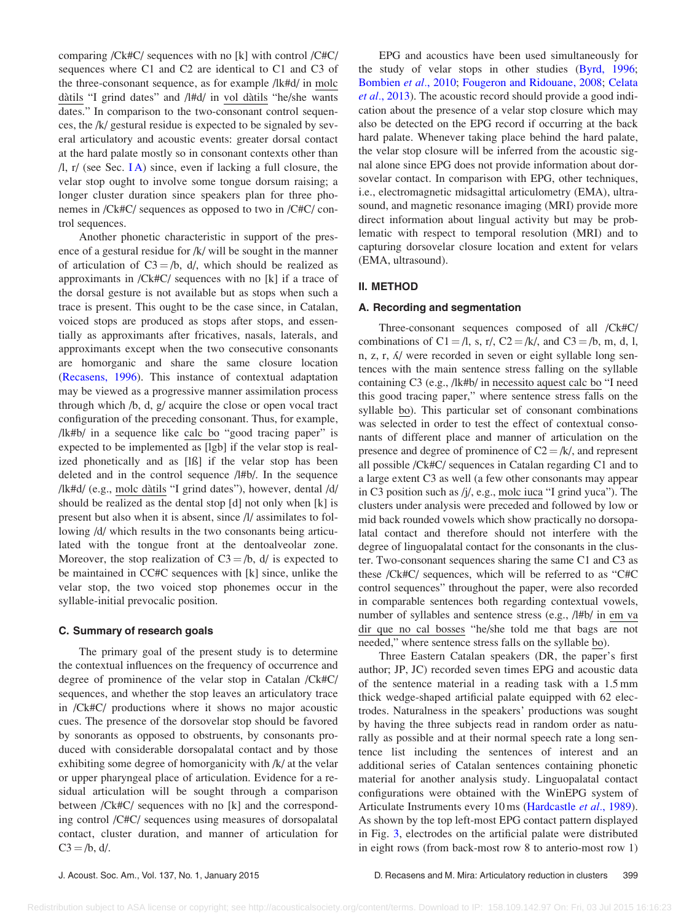comparing /Ck#C/ sequences with no [k] with control /C#C/ sequences where C1 and C2 are identical to C1 and C3 of the three-consonant sequence, as for example /lk#d/ in molc dàtils "I grind dates" and /l#d/ in vol dàtils "he/she wants dates." In comparison to the two-consonant control sequences, the /k/ gestural residue is expected to be signaled by several articulatory and acoustic events: greater dorsal contact at the hard palate mostly so in consonant contexts other than /l, r/ (see Sec. I A) since, even if lacking a full closure, the velar stop ought to involve some tongue dorsum raising; a longer cluster duration since speakers plan for three phonemes in /Ck#C/ sequences as opposed to two in /C#C/ control sequences.

Another phonetic characteristic in support of the presence of a gestural residue for /k/ will be sought in the manner of articulation of C3 = /b, d/, which should be realized as approximants in /Ck#C/ sequences with no [k] if a trace of the dorsal gesture is not available but as stops when such a trace is present. This ought to be the case since, in Catalan, voiced stops are produced as stops after stops, and essentially as approximants after fricatives, nasals, laterals, and approximants except when the two consecutive consonants are homorganic and share the same closure location (Recasens, 1996). This instance of contextual adaptation may be viewed as a progressive manner assimilation process through which /b, d, g/ acquire the close or open vocal tract configuration of the preceding consonant. Thus, for example, /lk#b/ in a sequence like calc bo "good tracing paper" is expected to be implemented as [lgb] if the velar stop is realized phonetically and as [lß] if the velar stop has been deleted and in the control sequence /l#b/. In the sequence /lk#d/ (e.g., molc dàtils "I grind dates"), however, dental /d/ should be realized as the dental stop [d] not only when [k] is present but also when it is absent, since /l/ assimilates to following /d/ which results in the two consonants being articulated with the tongue front at the dentoalveolar zone. Moreover, the stop realization of C3 = /b, d/ is expected to be maintained in CC#C sequences with [k] since, unlike the velar stop, the two voiced stop phonemes occur in the syllable-initial prevocalic position.

### C. Summary of research goals

The primary goal of the present study is to determine the contextual influences on the frequency of occurrence and degree of prominence of the velar stop in Catalan /Ck#C/ sequences, and whether the stop leaves an articulatory trace in /Ck#C/ productions where it shows no major acoustic cues. The presence of the dorsovelar stop should be favored by sonorants as opposed to obstruents, by consonants produced with considerable dorsopalatal contact and by those exhibiting some degree of homorganicity with /k/ at the velar or upper pharyngeal place of articulation. Evidence for a residual articulation will be sought through a comparison between /Ck#C/ sequences with no [k] and the corresponding control /C#C/ sequences using measures of dorsopalatal contact, cluster duration, and manner of articulation for C3 = /b, d/.

EPG and acoustics have been used simultaneously for the study of velar stops in other studies (Byrd, 1996; Bombien *et al.*, 2010; Fougeron and Ridouane, 2008; Celata *et al.*, 2013). The acoustic record should provide a good indication about the presence of a velar stop closure which may also be detected on the EPG record if occurring at the back hard palate. Whenever taking place behind the hard palate, the velar stop closure will be inferred from the acoustic signal alone since EPG does not provide information about dorsovelar contact. In comparison with EPG, other techniques, i.e., electromagnetic midsagittal articulometry (EMA), ultrasound, and magnetic resonance imaging (MRI) provide more direct information about lingual activity but may be problematic with respect to temporal resolution (MRI) and to capturing dorsovelar closure location and extent for velars (EMA, ultrasound).

## II. METHOD

### A. Recording and segmentation

Three-consonant sequences composed of all /Ck#C/ combinations of C1 = /l, s, r/, C2 = /k/, and C3 = /b, m, d, l, n, z, r, ʎ/ were recorded in seven or eight syllable long sentences with the main sentence stress falling on the syllable containing C3 (e.g., /lk#b/ in necessito aquest calc bo "I need this good tracing paper," where sentence stress falls on the syllable bo). This particular set of consonant combinations was selected in order to test the effect of contextual consonants of different place and manner of articulation on the presence and degree of prominence of C2 = /k/, and represent all possible /Ck#C/ sequences in Catalan regarding C1 and to a large extent C3 as well (a few other consonants may appear in C3 position such as /j/, e.g., molc iuca "I grind yuca"). The clusters under analysis were preceded and followed by low or mid back rounded vowels which show practically no dorsopalatal contact and therefore should not interfere with the degree of linguopalatal contact for the consonants in the cluster. Two-consonant sequences sharing the same C1 and C3 as these /Ck#C/ sequences, which will be referred to as "C#C control sequences" throughout the paper, were also recorded in comparable sentences both regarding contextual vowels, number of syllables and sentence stress (e.g., /l#b/ in em va dir que no cal bosses "he/she told me that bags are not needed," where sentence stress falls on the syllable bo).

Three Eastern Catalan speakers (DR, the paper's first author; JP, JC) recorded seven times EPG and acoustic data of the sentence material in a reading task with a 1.5 mm thick wedge-shaped artificial palate equipped with 62 electrodes. Naturalness in the speakers' productions was sought by having the three subjects read in random order as naturally as possible and at their normal speech rate a long sentence list including the sentences of interest and an additional series of Catalan sentences containing phonetic material for another analysis study. Linguopalatal contact configurations were obtained with the WinEPG system of Articulate Instruments every 10 ms (Hardcastle *et al.*, 1989). As shown by the top left-most EPG contact pattern displayed in Fig. 3, electrodes on the artificial palate were distributed in eight rows (from back-most row 8 to anterio-most row 1)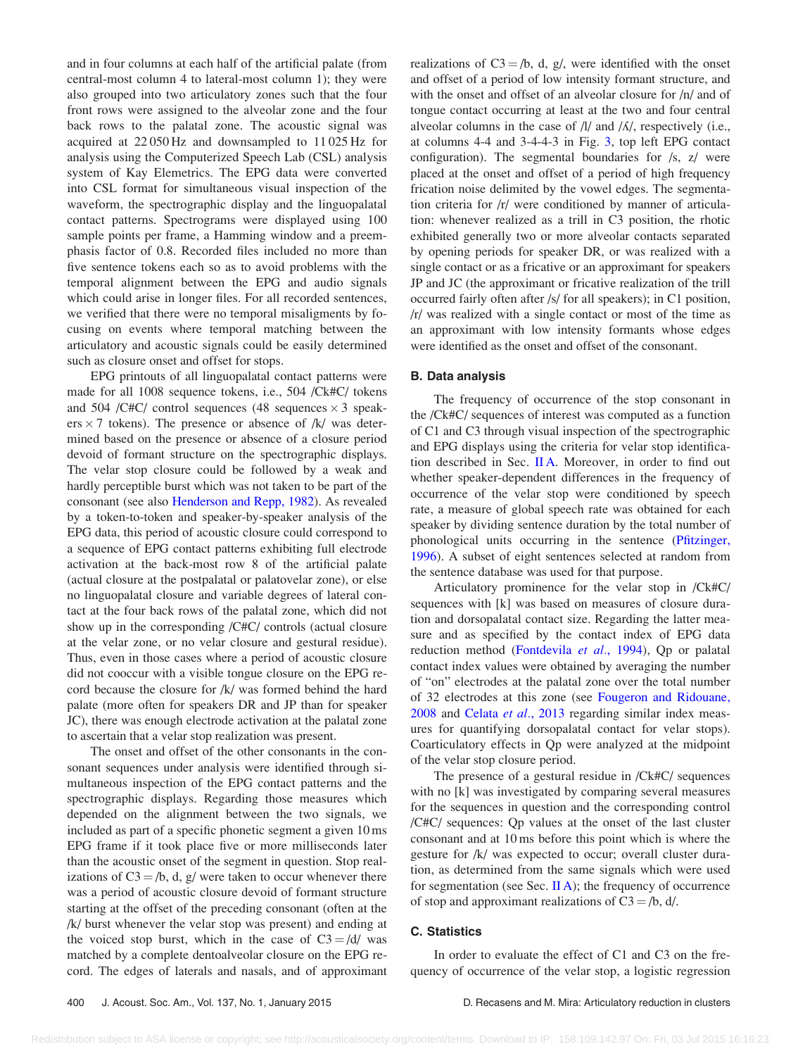and in four columns at each half of the artificial palate (from central-most column 4 to lateral-most column 1); they were also grouped into two articulatory zones such that the four front rows were assigned to the alveolar zone and the four back rows to the palatal zone. The acoustic signal was acquired at 22 050 Hz and downsampled to 11 025 Hz for analysis using the Computerized Speech Lab (CSL) analysis system of Kay Elemetrics. The EPG data were converted into CSL format for simultaneous visual inspection of the waveform, the spectrographic display and the linguopalatal contact patterns. Spectrograms were displayed using 100 sample points per frame, a Hamming window and a preemphasis factor of 0.8. Recorded files included no more than five sentence tokens each so as to avoid problems with the temporal alignment between the EPG and audio signals which could arise in longer files. For all recorded sentences, we verified that there were no temporal misaligments by focusing on events where temporal matching between the articulatory and acoustic signals could be easily determined such as closure onset and offset for stops.

EPG printouts of all linguopalatal contact patterns were made for all 1008 sequence tokens, i.e., 504 /Ck#C/ tokens and 504 /C#C/ control sequences (48 sequences × 3 speakers × 7 tokens). The presence or absence of /k/ was determined based on the presence or absence of a closure period devoid of formant structure on the spectrographic displays. The velar stop closure could be followed by a weak and hardly perceptible burst which was not taken to be part of the consonant (see also Henderson and Repp, 1982). As revealed by a token-to-token and speaker-by-speaker analysis of the EPG data, this period of acoustic closure could correspond to a sequence of EPG contact patterns exhibiting full electrode activation at the back-most row 8 of the artificial palate (actual closure at the postpalatal or palatovelar zone), or else no linguopalatal closure and variable degrees of lateral contact at the four back rows of the palatal zone, which did not show up in the corresponding /C#C/ controls (actual closure at the velar zone, or no velar closure and gestural residue). Thus, even in those cases where a period of acoustic closure did not cooccur with a visible tongue closure on the EPG record because the closure for /k/ was formed behind the hard palate (more often for speakers DR and JP than for speaker JC), there was enough electrode activation at the palatal zone to ascertain that a velar stop realization was present.

The onset and offset of the other consonants in the consonant sequences under analysis were identified through simultaneous inspection of the EPG contact patterns and the spectrographic displays. Regarding those measures which depended on the alignment between the two signals, we included as part of a specific phonetic segment a given 10 ms EPG frame if it took place five or more milliseconds later than the acoustic onset of the segment in question. Stop realizations of C3 = /b, d, g/ were taken to occur whenever there was a period of acoustic closure devoid of formant structure starting at the offset of the preceding consonant (often at the /k/ burst whenever the velar stop was present) and ending at the voiced stop burst, which in the case of C3 = /d/ was matched by a complete dentoalveolar closure on the EPG record. The edges of laterals and nasals, and of approximant realizations of C3 = /b, d, g/, were identified with the onset and offset of a period of low intensity formant structure, and with the onset and offset of an alveolar closure for /n/ and of tongue contact occurring at least at the two and four central alveolar columns in the case of /l/ and /ʎ/, respectively (i.e., at columns 4-4 and 3-4-4-3 in Fig. 3, top left EPG contact configuration). The segmental boundaries for /s, z/ were placed at the onset and offset of a period of high frequency frication noise delimited by the vowel edges. The segmentation criteria for /r/ were conditioned by manner of articulation: whenever realized as a trill in C3 position, the rhotic exhibited generally two or more alveolar contacts separated by opening periods for speaker DR, or was realized with a single contact or as a fricative or an approximant for speakers JP and JC (the approximant or fricative realization of the trill occurred fairly often after /s/ for all speakers); in C1 position, /r/ was realized with a single contact or most of the time as an approximant with low intensity formants whose edges were identified as the onset and offset of the consonant.

### B. Data analysis

The frequency of occurrence of the stop consonant in the /Ck#C/ sequences of interest was computed as a function of C1 and C3 through visual inspection of the spectrographic and EPG displays using the criteria for velar stop identification described in Sec. II A. Moreover, in order to find out whether speaker-dependent differences in the frequency of occurrence of the velar stop were conditioned by speech rate, a measure of global speech rate was obtained for each speaker by dividing sentence duration by the total number of phonological units occurring in the sentence (Pfitzinger, 1996). A subset of eight sentences selected at random from the sentence database was used for that purpose.

Articulatory prominence for the velar stop in /Ck#C/ sequences with [k] was based on measures of closure duration and dorsopalatal contact size. Regarding the latter measure and as specified by the contact index of EPG data reduction method (Fontdevila *et al.*, 1994), Qp or palatal contact index values were obtained by averaging the number of "on" electrodes at the palatal zone over the total number of 32 electrodes at this zone (see Fougeron and Ridouane, 2008 and Celata *et al.*, 2013 regarding similar index measures for quantifying dorsopalatal contact for velar stops). Coarticulatory effects in Qp were analyzed at the midpoint of the velar stop closure period.

The presence of a gestural residue in /Ck#C/ sequences with no [k] was investigated by comparing several measures for the sequences in question and the corresponding control /C#C/ sequences: Qp values at the onset of the last cluster consonant and at 10 ms before this point which is where the gesture for /k/ was expected to occur; overall cluster duration, as determined from the same signals which were used for segmentation (see Sec. II A); the frequency of occurrence of stop and approximant realizations of C3 = /b, d/.

### C. Statistics

In order to evaluate the effect of C1 and C3 on the frequency of occurrence of the velar stop, a logistic regression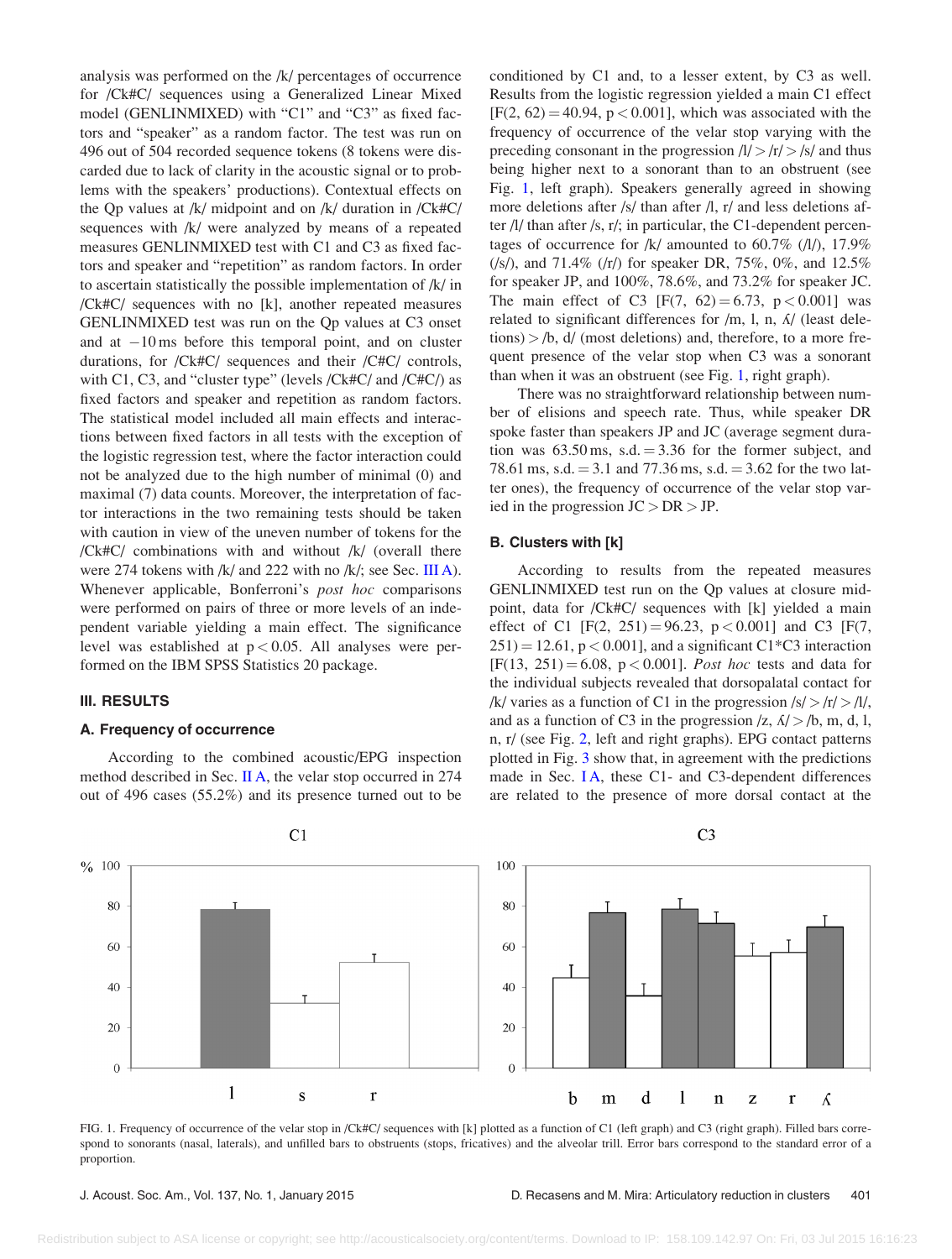analysis was performed on the /k/ percentages of occurrence for /Ck#C/ sequences using a Generalized Linear Mixed model (GENLINMIXED) with "C1" and "C3" as fixed factors and "speaker" as a random factor. The test was run on 496 out of 504 recorded sequence tokens (8 tokens were discarded due to lack of clarity in the acoustic signal or to problems with the speakers' productions). Contextual effects on the Qp values at /k/ midpoint and on /k/ duration in /Ck#C/ sequences with /k/ were analyzed by means of a repeated measures GENLINMIXED test with C1 and C3 as fixed factors and speaker and "repetition" as random factors. In order to ascertain statistically the possible implementation of /k/ in /Ck#C/ sequences with no [k], another repeated measures GENLINMIXED test was run on the Qp values at C3 onset and at −10 ms before this temporal point, and on cluster durations, for /Ck#C/ sequences and their /C#C/ controls, with C1, C3, and "cluster type" (levels /Ck#C/ and /C#C/) as fixed factors and speaker and repetition as random factors. The statistical model included all main effects and interactions between fixed factors in all tests with the exception of the logistic regression test, where the factor interaction could not be analyzed due to the high number of minimal (0) and maximal (7) data counts. Moreover, the interpretation of factor interactions in the two remaining tests should be taken with caution in view of the uneven number of tokens for the /Ck#C/ combinations with and without /k/ (overall there were 274 tokens with /k/ and 222 with no /k/; see Sec. III A). Whenever applicable, Bonferroni's *post hoc* comparisons were performed on pairs of three or more levels of an independent variable yielding a main effect. The significance level was established at $p < 0.05$. All analyses were performed on the IBM SPSS Statistics 20 package.

## III. RESULTS

### A. Frequency of occurrence

According to the combined acoustic/EPG inspection method described in Sec. II A, the velar stop occurred in 274 out of 496 cases (55.2%) and its presence turned out to be conditioned by C1 and, to a lesser extent, by C3 as well. Results from the logistic regression yielded a main C1 effect [$F(2, 62) = 40.94$, $p < 0.001$], which was associated with the frequency of occurrence of the velar stop varying with the preceding consonant in the progression /l/ > /r/ > /s/ and thus being higher next to a sonorant than to an obstruent (see Fig. 1, left graph). Speakers generally agreed in showing more deletions after /s/ than after /l, r/ and less deletions after /l/ than after /s, r/; in particular, the C1-dependent percentages of occurrence for /k/ amounted to 60.7% (/l/), 17.9% (/s/), and 71.4% (/r/) for speaker DR, 75%, 0%, and 12.5% for speaker JP, and 100%, 78.6%, and 73.2% for speaker JC. The main effect of C3 [$F(7, 62) = 6.73$, $p < 0.001$] was related to significant differences for /m, l, n, ʎ/ (least deletions) > /b, d/ (most deletions) and, therefore, to a more frequent presence of the velar stop when C3 was a sonorant than when it was an obstruent (see Fig. 1, right graph).

There was no straightforward relationship between number of elisions and speech rate. Thus, while speaker DR spoke faster than speakers JP and JC (average segment duration was 63.50 ms, s.d. = 3.36 for the former subject, and 78.61 ms, s.d. = 3.1 and 77.36 ms, s.d. = 3.62 for the two latter ones), the frequency of occurrence of the velar stop varied in the progression JC > DR > JP.

### B. Clusters with [k]

According to results from the repeated measures GENLINMIXED test run on the Qp values at closure midpoint, data for /Ck#C/ sequences with [k] yielded a main effect of C1 [$F(2, 251) = 96.23$, $p < 0.001$] and C3 [$F(7, 251) = 12.61$, $p < 0.001$], and a significant C1*C3 interaction [$F(13, 251) = 6.08$, $p < 0.001$]. *Post hoc* tests and data for the individual subjects revealed that dorsopalatal contact for /k/ varies as a function of C1 in the progression /s/ > /r/ > /l/, and as a function of C3 in the progression /z, ʎ/ > /b, m, d, l, n, r/ (see Fig. 2, left and right graphs). EPG contact patterns plotted in Fig. 3 show that, in agreement with the predictions made in Sec. I A, these C1- and C3-dependent differences are related to the presence of more dorsal contact at the

FIG. 1. Frequency of occurrence of the velar stop in /Ck#C/ sequences with [k] plotted as a function of C1 (left graph) and C3 (right graph). Filled bars correspond to sonorants (nasal, laterals), and unfilled bars to obstruents (stops, fricatives) and the alveolar trill. Error bars correspond to the standard error of a proportion.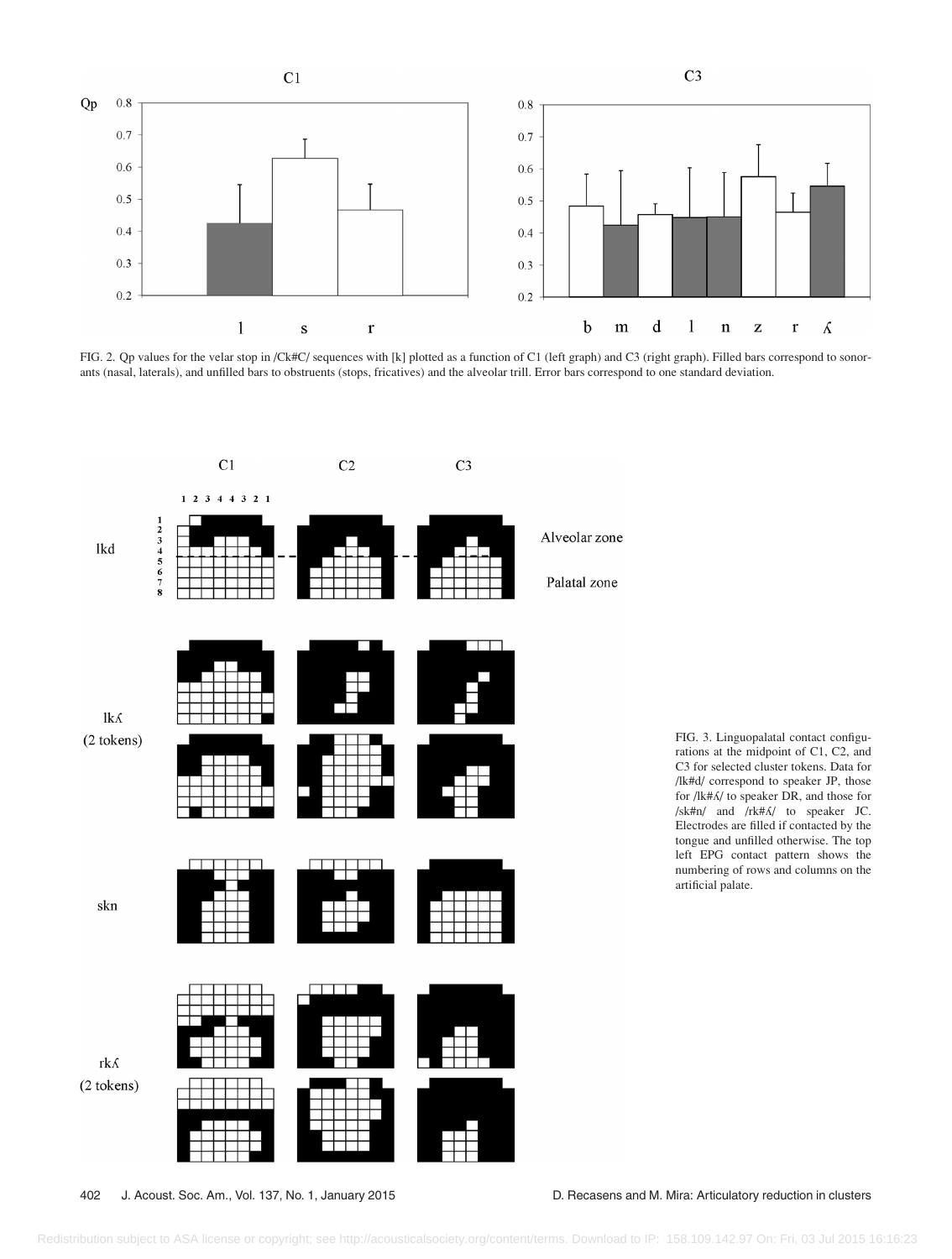FIG. 2. Qp values for the velar stop in /Ck#C/ sequences with [k] plotted as a function of C1 (left graph) and C3 (right graph). Filled bars correspond to sonorants (nasal, laterals), and unfilled bars to obstruents (stops, fricatives) and the alveolar trill. Error bars correspond to one standard deviation.

FIG. 3. Linguopalatal contact configurations at the midpoint of C1, C2, and C3 for selected cluster tokens. Data for /lk#d/ correspond to speaker JP, those for /lk#ʎ/ to speaker DR, and those for /sk#n/ and /rk#ʎ/ to speaker JC. Electrodes are filled if contacted by the tongue and unfilled otherwise. The top left EPG contact pattern shows the numbering of rows and columns on the artificial palate.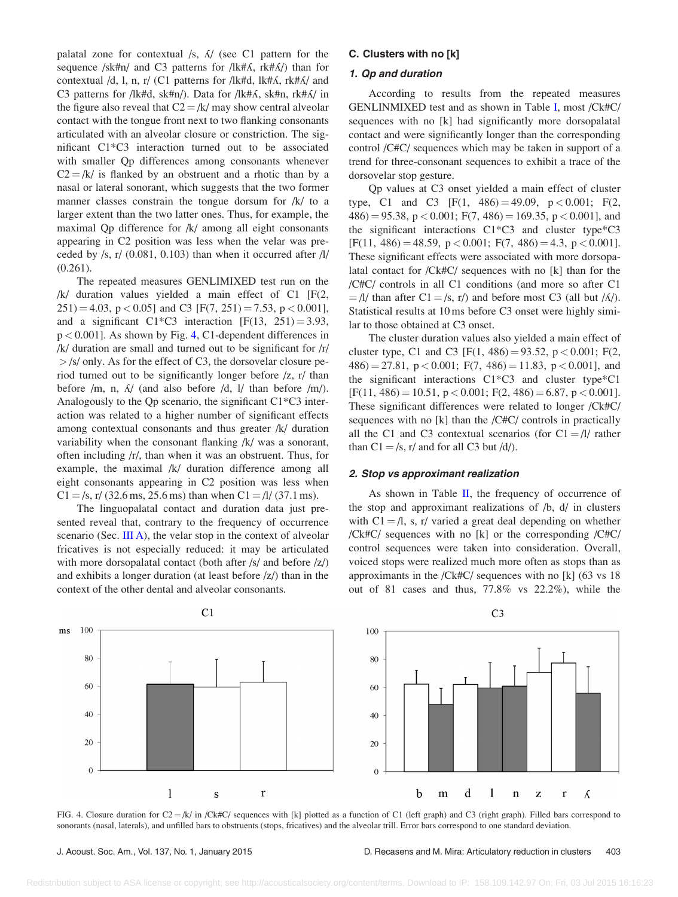palatal zone for contextual /s, ʎ/ (see C1 pattern for the sequence /sk#n/ and C3 patterns for /lk#ʎ, rk#ʎ/) than for contextual /d, l, n, r/ (C1 patterns for /lk#d, lk#ʎ, rk#ʎ/ and C3 patterns for /lk#d, sk#n/). Data for /lk#ʎ, sk#n, rk#ʎ/ in the figure also reveal that C2 = /k/ may show central alveolar contact with the tongue front next to two flanking consonants articulated with an alveolar closure or constriction. The significant C1*C3 interaction turned out to be associated with smaller Qp differences among consonants whenever C2 = /k/ is flanked by an obstruent and a rhotic than by a nasal or lateral sonorant, which suggests that the two former manner classes constrain the tongue dorsum for /k/ to a larger extent than the two latter ones. Thus, for example, the maximal Qp difference for /k/ among all eight consonants appearing in C2 position was less when the velar was preceded by /s, r/ (0.081, 0.103) than when it occurred after /l/ (0.261).

The repeated measures GENLIMIXED test run on the /k/ duration values yielded a main effect of C1 [$F(2, 251) = 4.03$, $p < 0.05$] and C3 [$F(7, 251) = 7.53$, $p < 0.001$], and a significant C1*C3 interaction [$F(13, 251) = 3.93$, $p < 0.001$]. As shown by Fig. 4, C1-dependent differences in /k/ duration are small and turned out to be significant for /r/ > /s/ only. As for the effect of C3, the dorsovelar closure period turned out to be significantly longer before /z, r/ than before /m, n, ʎ/ (and also before /d, l/ than before /m/). Analogously to the Qp scenario, the significant C1*C3 interaction was related to a higher number of significant effects among contextual consonants and thus greater /k/ duration variability when the consonant flanking /k/ was a sonorant, often including /r/, than when it was an obstruent. Thus, for example, the maximal /k/ duration difference among all eight consonants appearing in C2 position was less when C1 = /s, r/ (32.6 ms, 25.6 ms) than when C1 = /l/ (37.1 ms).

The linguopalatal contact and duration data just presented reveal that, contrary to the frequency of occurrence scenario (Sec. III A), the velar stop in the context of alveolar fricatives is not especially reduced: it may be articulated with more dorsopalatal contact (both after /s/ and before /z/) and exhibits a longer duration (at least before /z/) than in the context of the other dental and alveolar consonants.

### C. Clusters with no [k]

#### 1. Qp and duration

According to results from the repeated measures GENLINMIXED test and as shown in Table I, most /Ck#C/ sequences with no [k] had significantly more dorsopalatal contact and were significantly longer than the corresponding control /C#C/ sequences which may be taken in support of a trend for three-consonant sequences to exhibit a trace of the dorsovelar stop gesture.

Qp values at C3 onset yielded a main effect of cluster type, C1 and C3 [$F(1, 486) = 49.09$, $p < 0.001$; $F(2, 486) = 95.38$, $p < 0.001$; $F(7, 486) = 169.35$, $p < 0.001$], and the significant interactions C1*C3 and cluster type*C3 [$F(11, 486) = 48.59$, $p < 0.001$; $F(7, 486) = 4.3$, $p < 0.001$]. These significant effects were associated with more dorsopalatal contact for /Ck#C/ sequences with no [k] than for the /C#C/ controls in all C1 conditions (and more so after C1 = /l/ than after C1 = /s, r/) and before most C3 (all but /ʎ/). Statistical results at 10 ms before C3 onset were highly similar to those obtained at C3 onset.

The cluster duration values also yielded a main effect of cluster type, C1 and C3 [$F(1, 486) = 93.52$, $p < 0.001$; $F(2, 486) = 27.81$, $p < 0.001$; $F(7, 486) = 11.83$, $p < 0.001$], and the significant interactions C1*C3 and cluster type*C1 [$F(11, 486) = 10.51$, $p < 0.001$; $F(2, 486) = 6.87$, $p < 0.001$]. These significant differences were related to longer /Ck#C/ sequences with no [k] than the /C#C/ controls in practically all the C1 and C3 contextual scenarios (for C1 = /l/ rather than C1 = /s, r/ and for all C3 but /d/).

#### 2. Stop vs approximant realization

As shown in Table II, the frequency of occurrence of the stop and approximant realizations of /b, d/ in clusters with C1 = /l, s, r/ varied a great deal depending on whether /Ck#C/ sequences with no [k] or the corresponding /C#C/ control sequences were taken into consideration. Overall, voiced stops were realized much more often as stops than as approximants in the /Ck#C/ sequences with no [k] (63 vs 18 out of 81 cases and thus, 77.8% vs 22.2%), while the

FIG. 4. Closure duration for C2 = /k/ in /Ck#C/ sequences with [k] plotted as a function of C1 (left graph) and C3 (right graph). Filled bars correspond to sonorants (nasal, laterals), and unfilled bars to obstruents (stops, fricatives) and the alveolar trill. Error bars correspond to one standard deviation.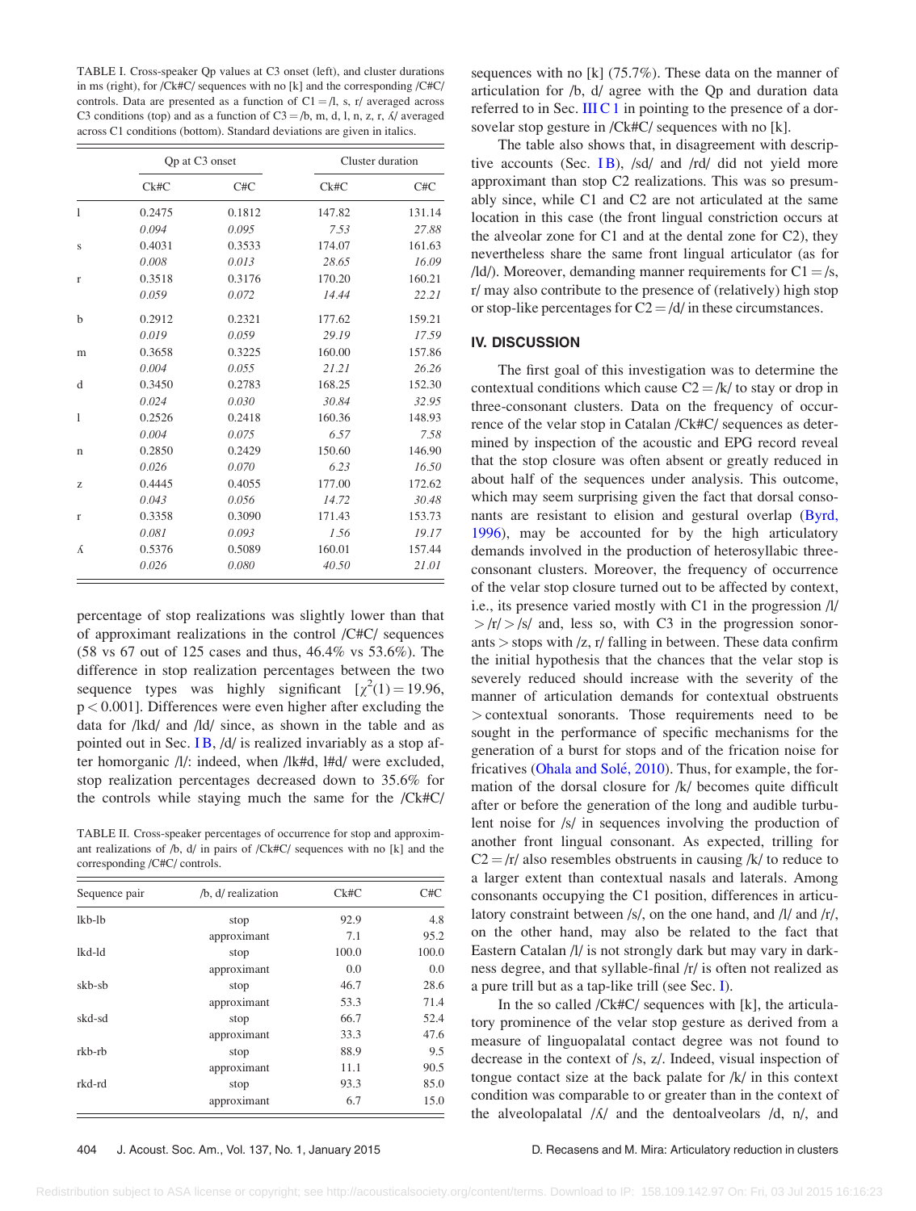TABLE I. Cross-speaker Qp values at C3 onset (left), and cluster durations in ms (right), for /Ck#C/ sequences with no [k] and the corresponding /C#C/ controls. Data are presented as a function of C1 = /l, s, r/ averaged across C3 conditions (top) and as a function of C3 = /b, m, d, l, n, z, r, ʎ/ averaged across C1 conditions (bottom). Standard deviations are given in italics.

| | Qp at C3 onset | | Cluster duration | |
|---|---|---|---|---|
| | Ck#C | C#C | Ck#C | C#C |
| l | 0.2475 | 0.1812 | 147.82 | 131.14 |
| | *0.094* | *0.095* | *7.53* | *27.88* |
| s | 0.4031 | 0.3533 | 174.07 | 161.63 |
| | *0.008* | *0.013* | *28.65* | *16.09* |
| r | 0.3518 | 0.3176 | 170.20 | 160.21 |
| | *0.059* | *0.072* | *14.44* | *22.21* |
| b | 0.2912 | 0.2321 | 177.62 | 159.21 |
| | *0.019* | *0.059* | *29.19* | *17.59* |
| m | 0.3658 | 0.3225 | 160.00 | 157.86 |
| | *0.004* | *0.055* | *21.21* | *26.26* |
| d | 0.3450 | 0.2783 | 168.25 | 152.30 |
| | *0.024* | *0.030* | *30.84* | *32.95* |
| l | 0.2526 | 0.2418 | 160.36 | 148.93 |
| | *0.004* | *0.075* | *6.57* | *7.58* |
| n | 0.2850 | 0.2429 | 150.60 | 146.90 |
| | *0.026* | *0.070* | *6.23* | *16.50* |
| z | 0.4445 | 0.4055 | 177.00 | 172.62 |
| | *0.043* | *0.056* | *14.72* | *30.48* |
| r | 0.3358 | 0.3090 | 171.43 | 153.73 |
| | *0.081* | *0.093* | *1.56* | *19.17* |
| ʎ | 0.5376 | 0.5089 | 160.01 | 157.44 |
| | *0.026* | *0.080* | *40.50* | *21.01* |

percentage of stop realizations was slightly lower than that of approximant realizations in the control /C#C/ sequences (58 vs 67 out of 125 cases and thus, 46.4% vs 53.6%). The difference in stop realization percentages between the two sequence types was highly significant [$\chi^2(1) = 19.96$, $p < 0.001$]. Differences were even higher after excluding the data for /lkd/ and /ld/ since, as shown in the table and as pointed out in Sec. I B, /d/ is realized invariably as a stop after homorganic /l/: indeed, when /lk#d, l#d/ were excluded, stop realization percentages decreased down to 35.6% for the controls while staying much the same for the /Ck#C/ sequences with no [k] (75.7%). These data on the manner of articulation for /b, d/ agree with the Qp and duration data referred to in Sec. III C 1 in pointing to the presence of a dorsovelar stop gesture in /Ck#C/ sequences with no [k].

TABLE II. Cross-speaker percentages of occurrence for stop and approximant realizations of /b, d/ in pairs of /Ck#C/ sequences with no [k] and the corresponding /C#C/ controls.

| Sequence pair | /b, d/ realization | Ck#C | C#C |
|---|---|---|---|
| lkb-lb | stop | 92.9 | 4.8 |
| | approximant | 7.1 | 95.2 |
| lkd-ld | stop | 100.0 | 100.0 |
| | approximant | 0.0 | 0.0 |
| skb-sb | stop | 46.7 | 28.6 |
| | approximant | 53.3 | 71.4 |
| skd-sd | stop | 66.7 | 52.4 |
| | approximant | 33.3 | 47.6 |
| rkb-rb | stop | 88.9 | 9.5 |
| | approximant | 11.1 | 90.5 |
| rkd-rd | stop | 93.3 | 85.0 |
| | approximant | 6.7 | 15.0 |

The table also shows that, in disagreement with descriptive accounts (Sec. I B), /sd/ and /rd/ did not yield more approximant than stop C2 realizations. This was so presumably since, while C1 and C2 are not articulated at the same location in this case (the front lingual constriction occurs at the alveolar zone for C1 and at the dental zone for C2), they nevertheless share the same front lingual articulator (as for /ld/). Moreover, demanding manner requirements for C1 = /s, r/ may also contribute to the presence of (relatively) high stop or stop-like percentages for C2 = /d/ in these circumstances.

## IV. DISCUSSION

The first goal of this investigation was to determine the contextual conditions which cause C2 = /k/ to stay or drop in three-consonant clusters. Data on the frequency of occurrence of the velar stop in Catalan /Ck#C/ sequences as determined by inspection of the acoustic and EPG record reveal that the stop closure was often absent or greatly reduced in about half of the sequences under analysis. This outcome, which may seem surprising given the fact that dorsal consonants are resistant to elision and gestural overlap (Byrd, 1996), may be accounted for by the high articulatory demands involved in the production of heterosyllabic three-consonant clusters. Moreover, the frequency of occurrence of the velar stop closure turned out to be affected by context, i.e., its presence varied mostly with C1 in the progression /l/ > /r/ > /s/ and, less so, with C3 in the progression sonorants > stops with /z, r/ falling in between. These data confirm the initial hypothesis that the chances that the velar stop is severely reduced should increase with the severity of the manner of articulation demands for contextual obstruents > contextual sonorants. Those requirements need to be sought in the performance of specific mechanisms for the generation of a burst for stops and of the friction noise for fricatives (Ohala and Solé, 2010). Thus, for example, the formation of the dorsal closure for /k/ becomes quite difficult after or before the generation of the long and audible turbulent noise for /s/ in sequences involving the production of another front lingual consonant. As expected, trilling for C2 = /r/ also resembles obstruents in causing /k/ to reduce to a larger extent than contextual nasals and laterals. Among consonants occupying the C1 position, differences in articulatory constraint between /s/, on the one hand, and /l/ and /r/, on the other hand, may also be related to the fact that Eastern Catalan /l/ is not strongly dark but may vary in darkness degree, and that syllable-final /r/ is often not realized as a pure trill but as a tap-like trill (see Sec. I).

In the so called /Ck#C/ sequences with [k], the articulatory prominence of the velar stop gesture as derived from a measure of linguopalatal contact degree was not found to decrease in the context of /s, z/. Indeed, visual inspection of tongue contact size at the back palate for /k/ in this context condition was comparable to or greater than in the context of the alveolopalatal /ʎ/ and the dentoalveolars /d, n/, and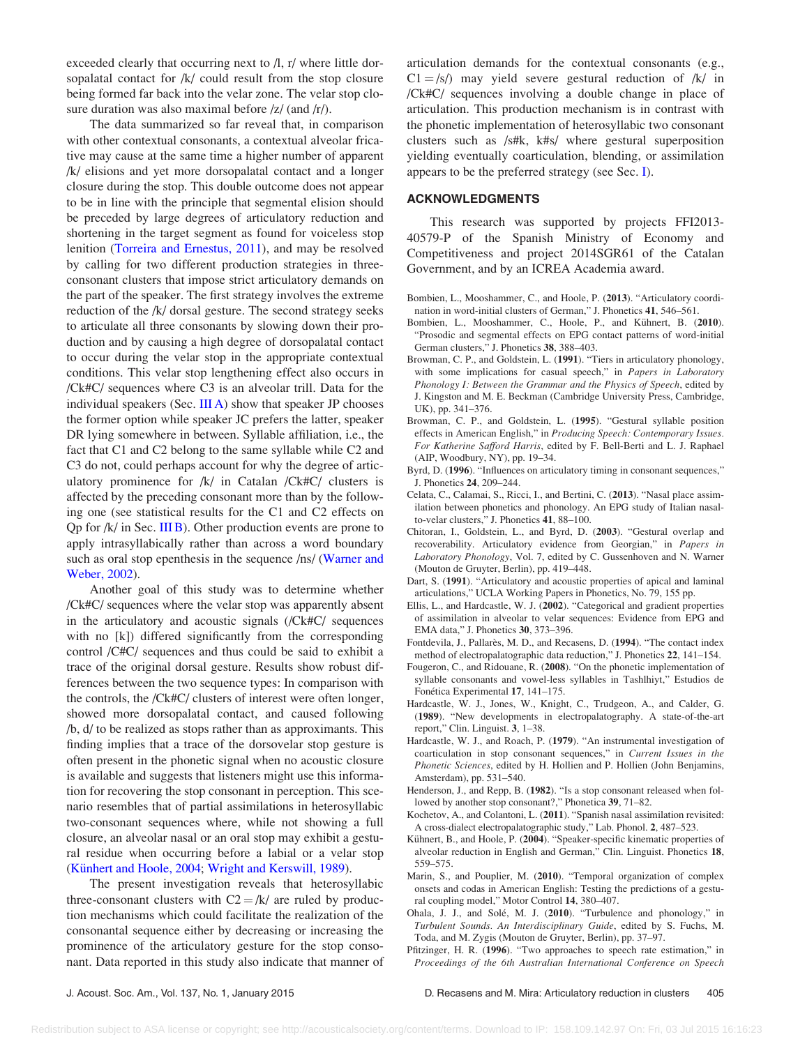exceeded clearly that occurring next to /l, r/ where little dorsopalatal contact for /k/ could result from the stop closure being formed far back into the velar zone. The velar stop closure duration was also maximal before /z/ (and /r/).

The data summarized so far reveal that, in comparison with other contextual consonants, a contextual alveolar fricative may cause at the same time a higher number of apparent /k/ elisions and yet more dorsopalatal contact and a longer closure during the stop. This double outcome does not appear to be in line with the principle that segmental elision should be preceded by large degrees of articulatory reduction and shortening in the target segment as found for voiceless stop lenition (Torreira and Ernestus, 2011), and may be resolved by calling for two different production strategies in three-consonant clusters that impose strict articulatory demands on the part of the speaker. The first strategy involves the extreme reduction of the /k/ dorsal gesture. The second strategy seeks to articulate all three consonants by slowing down their production and by causing a high degree of dorsopalatal contact to occur during the velar stop in the appropriate contextual conditions. This velar stop lengthening effect also occurs in /Ck#C/ sequences where C3 is an alveolar trill. Data for the individual speakers (Sec. III A) show that speaker JP chooses the former option while speaker JC prefers the latter, speaker DR lying somewhere in between. Syllable affiliation, i.e., the fact that C1 and C2 belong to the same syllable while C2 and C3 do not, could perhaps account for why the degree of articulatory prominence for /k/ in Catalan /Ck#C/ clusters is affected by the preceding consonant more than by the following one (see statistical results for the C1 and C2 effects on Qp for /k/ in Sec. III B). Other production events are prone to apply intrasyllabically rather than across a word boundary such as oral stop epenthesis in the sequence /ns/ (Warner and Weber, 2002).

Another goal of this study was to determine whether /Ck#C/ sequences where the velar stop was apparently absent in the articulatory and acoustic signals (/Ck#C/ sequences with no [k]) differed significantly from the corresponding control /C#C/ sequences and thus could be said to exhibit a trace of the original dorsal gesture. Results show robust differences between the two sequence types: In comparison with the controls, the /Ck#C/ clusters of interest were often longer, showed more dorsopalatal contact, and caused following /b, d/ to be realized as stops rather than as approximants. This finding implies that a trace of the dorsovelar stop gesture is often present in the phonetic signal when no acoustic closure is available and suggests that listeners might use this information for recovering the stop consonant in perception. This scenario resembles that of partial assimilations in heterosyllabic two-consonant sequences where, while not showing a full closure, an alveolar nasal or an oral stop may exhibit a gestural residue when occurring before a labial or a velar stop (Künhert and Hoole, 2004; Wright and Kerswill, 1989).

The present investigation reveals that heterosyllabic three-consonant clusters with C2 = /k/ are ruled by production mechanisms which could facilitate the realization of the consonantal sequence either by decreasing or increasing the prominence of the articulatory gesture for the stop consonant. Data reported in this study also indicate that manner of articulation demands for the contextual consonants (e.g., C1 = /s/) may yield severe gestural reduction of /k/ in /Ck#C/ sequences involving a double change in place of articulation. This production mechanism is in contrast with the phonetic implementation of heterosyllabic two consonant clusters such as /s#k, k#s/ where gestural superposition yielding eventually coarticulation, blending, or assimilation appears to be the preferred strategy (see Sec. I).

## ACKNOWLEDGMENTS

This research was supported by projects FFI2013-40579-P of the Spanish Ministry of Economy and Competitiveness and project 2014SGR61 of the Catalan Government, and by an ICREA Academia award.

Bombien, L., Mooshammer, C., and Hoole, P. (**2013**). "Articulatory coordination in word-initial clusters of German," J. Phonetics **41**, 546–561.

Bombien, L., Mooshammer, C., Hoole, P., and Kühnert, B. (**2010**). "Prosodic and segmental effects on EPG contact patterns of word-initial German clusters," J. Phonetics **38**, 388–403.

Browman, C. P., and Goldstein, L. (**1991**). "Tiers in articulatory phonology, with some implications for casual speech," in *Papers in Laboratory Phonology I: Between the Grammar and the Physics of Speech*, edited by J. Kingston and M. E. Beckman (Cambridge University Press, Cambridge, UK), pp. 341–376.

Browman, C. P., and Goldstein, L. (**1995**). "Gestural syllable position effects in American English," in *Producing Speech: Contemporary Issues. For Katherine Safford Harris*, edited by F. Bell-Berti and L. J. Raphael (AIP, Woodbury, NY), pp. 19–34.

Byrd, D. (**1996**). "Influences on articulatory timing in consonant sequences," J. Phonetics **24**, 209–244.

Celata, C., Calamai, S., Ricci, I., and Bertini, C. (**2013**). "Nasal place assimilation between phonetics and phonology. An EPG study of Italian nasal-to-velar clusters," J. Phonetics **41**, 88–100.

Chitoran, I., Goldstein, L., and Byrd, D. (**2003**). "Gestural overlap and recoverability. Articulatory evidence from Georgian," in *Papers in Laboratory Phonology*, Vol. 7, edited by C. Gussenhoven and N. Warner (Mouton de Gruyter, Berlin), pp. 419–448.

Dart, S. (**1991**). "Articulatory and acoustic properties of apical and laminal articulations," UCLA Working Papers in Phonetics, No. 79, 155 pp.

Ellis, L., and Hardcastle, W. J. (**2002**). "Categorical and gradient properties of assimilation in alveolar to velar sequences: Evidence from EPG and EMA data," J. Phonetics **30**, 373–396.

Fontdevila, J., Pallarès, M. D., and Recasens, D. (**1994**). "The contact index method of electropalatographic data reduction," J. Phonetics **22**, 141–154.

Fougeron, C., and Ridouane, R. (**2008**). "On the phonetic implementation of syllable consonants and vowel-less syllables in Tashlhiyt," Estudios de Fonética Experimental **17**, 141–175.

Hardcastle, W. J., Jones, W., Knight, C., Trudgeon, A., and Calder, G. (**1989**). "New developments in electropalatography. A state-of-the-art report," Clin. Linguist. **3**, 1–38.

Hardcastle, W. J., and Roach, P. (**1979**). "An instrumental investigation of coarticulation in stop consonant sequences," in *Current Issues in the Phonetic Sciences*, edited by H. Hollien and P. Hollien (John Benjamins, Amsterdam), pp. 531–540.

Henderson, J., and Repp, B. (**1982**). "Is a stop consonant released when followed by another stop consonant?," Phonetica **39**, 71–82.

Kochetov, A., and Colantoni, L. (**2011**). "Spanish nasal assimilation revisited: A cross-dialect electropalatographic study," Lab. Phonol. **2**, 487–523.

Kühnert, B., and Hoole, P. (**2004**). "Speaker-specific kinematic properties of alveolar reduction in English and German," Clin. Linguist. Phonetics **18**, 559–575.

Marin, S., and Pouplier, M. (**2010**). "Temporal organization of complex onsets and codas in American English: Testing the predictions of a gestural coupling model," Motor Control **14**, 380–407.

Ohala, J. J., and Solé, M. J. (**2010**). "Turbulence and phonology," in *Turbulent Sounds. An Interdisciplinary Guide*, edited by S. Fuchs, M. Toda, and M. Zygis (Mouton de Gruyter, Berlin), pp. 37–97.

Pfitzinger, H. R. (**1996**). "Two approaches to speech rate estimation," in *Proceedings of the 6th Australian International Conference on Speech*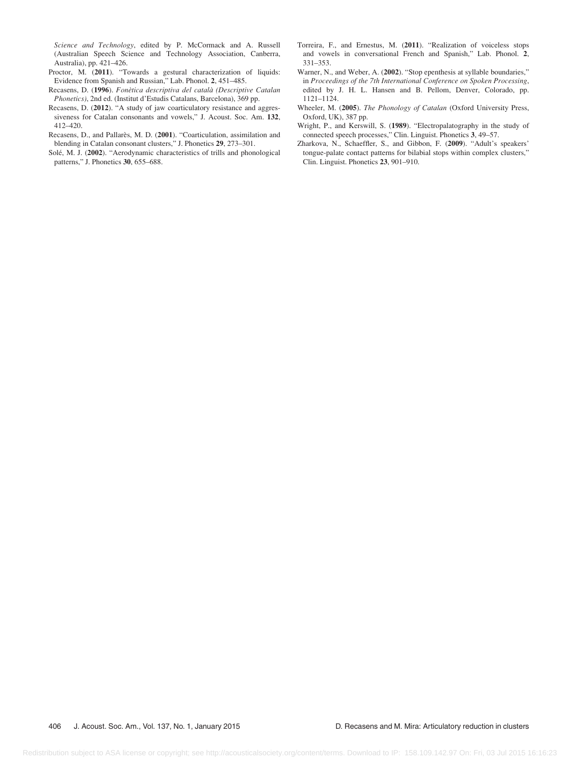*Science and Technology*, edited by P. McCormack and A. Russell (Australian Speech Science and Technology Association, Canberra, Australia), pp. 421–426.

Proctor, M. (**2011**). "Towards a gestural characterization of liquids: Evidence from Spanish and Russian," Lab. Phonol. **2**, 451–485.

Recasens, D. (**1996**). *Fonètica descriptiva del català (Descriptive Catalan Phonetics)*, 2nd ed. (Institut d'Estudis Catalans, Barcelona), 369 pp.

Recasens, D. (**2012**). "A study of jaw coarticulatory resistance and aggressiveness for Catalan consonants and vowels," J. Acoust. Soc. Am. **132**, 412–420.

Recasens, D., and Pallarès, M. D. (**2001**). "Coarticulation, assimilation and blending in Catalan consonant clusters," J. Phonetics **29**, 273–301.

Solé, M. J. (**2002**). "Aerodynamic characteristics of trills and phonological patterns," J. Phonetics **30**, 655–688.

Torreira, F., and Ernestus, M. (**2011**). "Realization of voiceless stops and vowels in conversational French and Spanish," Lab. Phonol. **2**, 331–353.

Warner, N., and Weber, A. (**2002**). "Stop epenthesis at syllable boundaries," in *Proceedings of the 7th International Conference on Spoken Processing*, edited by J. H. L. Hansen and B. Pellom, Denver, Colorado, pp. 1121–1124.

Wheeler, M. (**2005**). *The Phonology of Catalan* (Oxford University Press, Oxford, UK), 387 pp.

Wright, P., and Kerswill, S. (**1989**). "Electropalatography in the study of connected speech processes," Clin. Linguist. Phonetics **3**, 49–57.

Zharkova, N., Schaeffler, S., and Gibbon, F. (**2009**). "Adult's speakers' tongue-palate contact patterns for bilabial stops within complex clusters," Clin. Linguist. Phonetics **23**, 901–910.